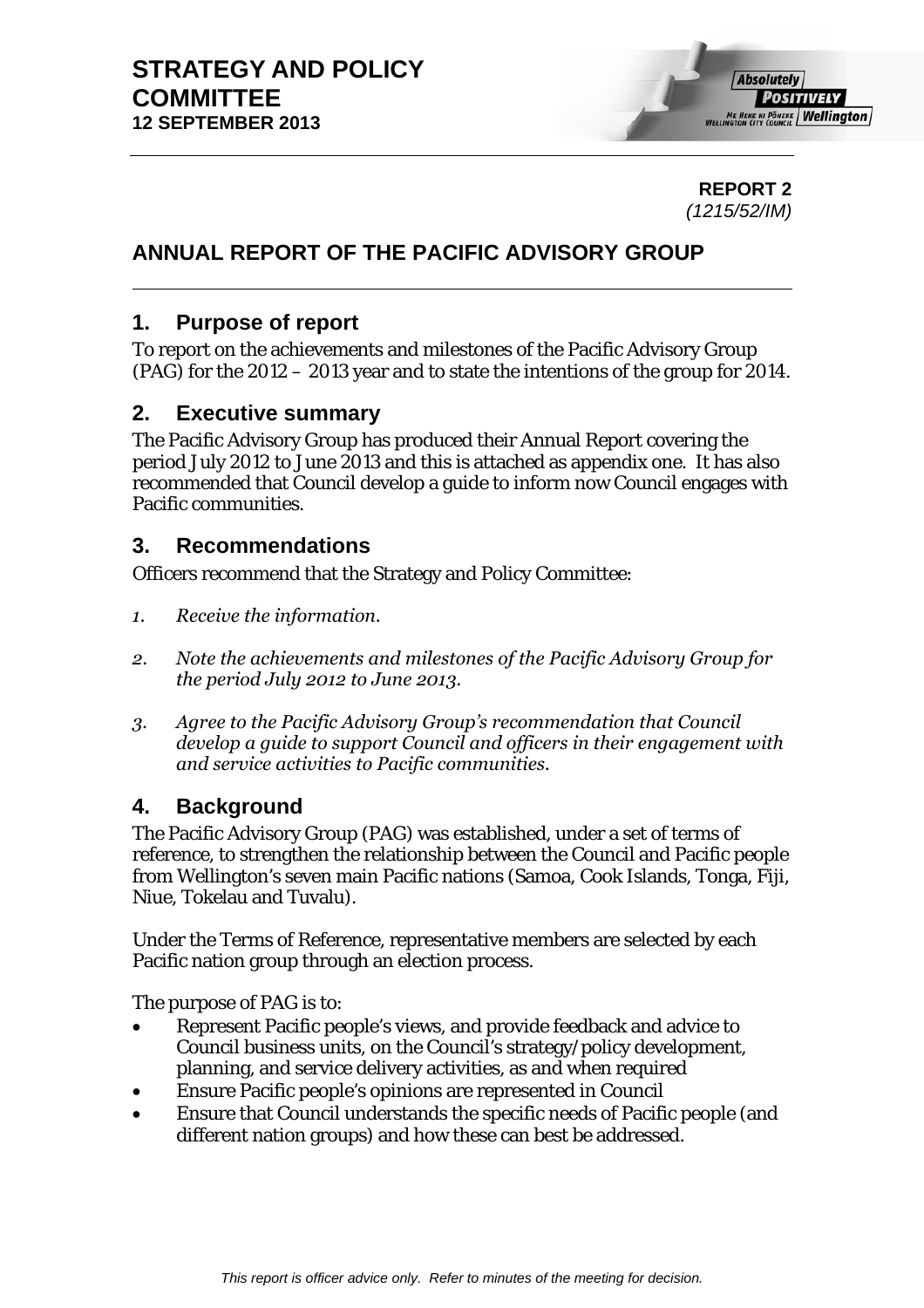# STRATEGY AND POLICY COMMITTEE
**12 SEPTEMBER 2013**

**REPORT 2**
*(1215/52/IM)*

## ANNUAL REPORT OF THE PACIFIC ADVISORY GROUP

## 1. Purpose of report

To report on the achievements and milestones of the Pacific Advisory Group (PAG) for the 2012 – 2013 year and to state the intentions of the group for 2014.

## 2. Executive summary

The Pacific Advisory Group has produced their Annual Report covering the period July 2012 to June 2013 and this is attached as appendix one. It has also recommended that Council develop a guide to inform now Council engages with Pacific communities.

## 3. Recommendations

Officers recommend that the Strategy and Policy Committee:

1. *Receive the information.*

2. *Note the achievements and milestones of the Pacific Advisory Group for the period July 2012 to June 2013.*

3. *Agree to the Pacific Advisory Group's recommendation that Council develop a guide to support Council and officers in their engagement with and service activities to Pacific communities.*

## 4. Background

The Pacific Advisory Group (PAG) was established, under a set of terms of reference, to strengthen the relationship between the Council and Pacific people from Wellington's seven main Pacific nations (Samoa, Cook Islands, Tonga, Fiji, Niue, Tokelau and Tuvalu).

Under the Terms of Reference, representative members are selected by each Pacific nation group through an election process.

The purpose of PAG is to:

- Represent Pacific people's views, and provide feedback and advice to Council business units, on the Council's strategy/policy development, planning, and service delivery activities, as and when required
- Ensure Pacific people's opinions are represented in Council
- Ensure that Council understands the specific needs of Pacific people (and different nation groups) and how these can best be addressed.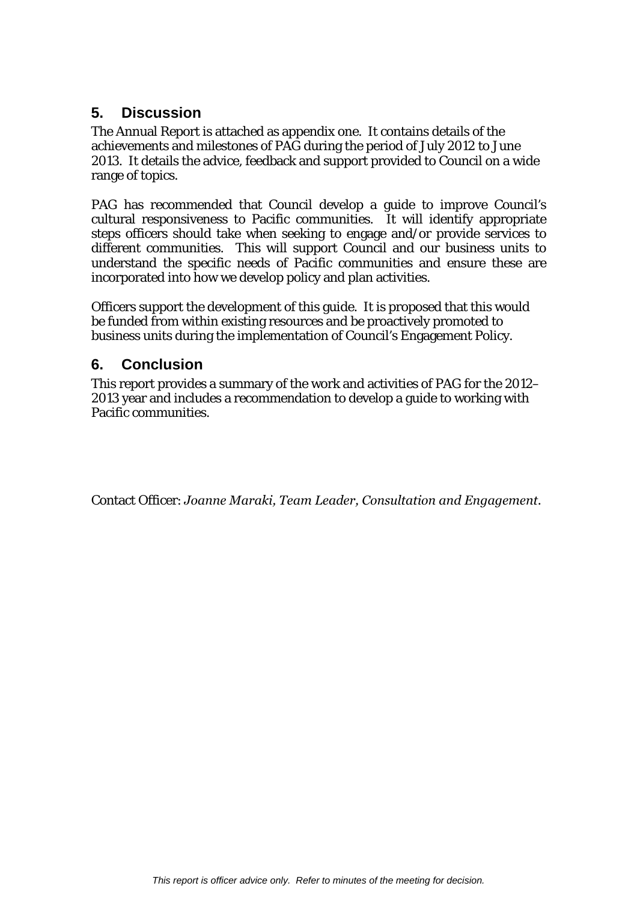## 5. Discussion

The Annual Report is attached as appendix one. It contains details of the achievements and milestones of PAG during the period of July 2012 to June 2013. It details the advice, feedback and support provided to Council on a wide range of topics.

PAG has recommended that Council develop a guide to improve Council's cultural responsiveness to Pacific communities. It will identify appropriate steps officers should take when seeking to engage and/or provide services to different communities. This will support Council and our business units to understand the specific needs of Pacific communities and ensure these are incorporated into how we develop policy and plan activities.

Officers support the development of this guide. It is proposed that this would be funded from within existing resources and be proactively promoted to business units during the implementation of Council's Engagement Policy.

## 6. Conclusion

This report provides a summary of the work and activities of PAG for the 2012–2013 year and includes a recommendation to develop a guide to working with Pacific communities.

Contact Officer: *Joanne Maraki, Team Leader, Consultation and Engagement.*

*This report is officer advice only. Refer to minutes of the meeting for decision.*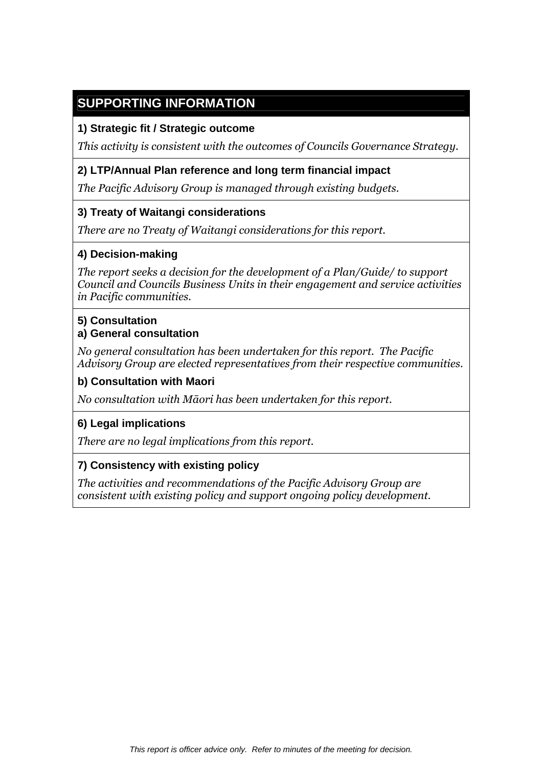## SUPPORTING INFORMATION

**1) Strategic fit / Strategic outcome**

*This activity is consistent with the outcomes of Councils Governance Strategy.*

**2) LTP/Annual Plan reference and long term financial impact**

*The Pacific Advisory Group is managed through existing budgets.*

**3) Treaty of Waitangi considerations**

*There are no Treaty of Waitangi considerations for this report.*

**4) Decision-making**

*The report seeks a decision for the development of a Plan/Guide/ to support Council and Councils Business Units in their engagement and service activities in Pacific communities.*

**5) Consultation**
**a) General consultation**

*No general consultation has been undertaken for this report. The Pacific Advisory Group are elected representatives from their respective communities.*

**b) Consultation with Maori**

*No consultation with Māori has been undertaken for this report.*

**6) Legal implications**

*There are no legal implications from this report.*

**7) Consistency with existing policy**

*The activities and recommendations of the Pacific Advisory Group are consistent with existing policy and support ongoing policy development.*

*This report is officer advice only. Refer to minutes of the meeting for decision.*